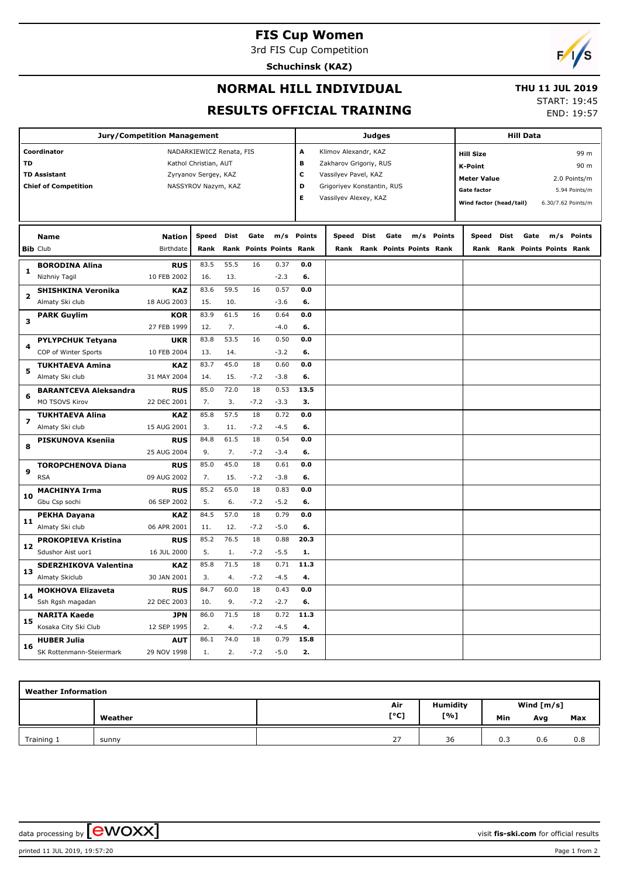# FIS Cup Women

3rd FIS Cup Competition

**Schuchinsk (KAZ)**

## NORMAL HILL INDIVIDUAL

## RESULTS OFFICIAL TRAINING

**THU 11 JUL 2019**

START: 19:45
END: 19:57

| Jury/Competition Management | | Judges | | Hill Data | |
|---|---|---|---|---|---|
| Coordinator | NADARKIEWICZ Renata, FIS | A | Klimov Alexandr, KAZ | Hill Size | 99 m |
| TD | Kathol Christian, AUT | B | Zakharov Grigoriy, RUS | K-Point | 90 m |
| TD Assistant | Zyryanov Sergey, KAZ | C | Vassilyev Pavel, KAZ | Meter Value | 2.0 Points/m |
| Chief of Competition | NASSYROV Nazym, KAZ | D | Grigoriyev Konstantin, RUS | Gate factor | 5.94 Points/m |
| | | E | Vassilyev Alexey, KAZ | Wind factor (head/tail) | 6.30/7.62 Points/m |

| Bib | Name / Club | Nation / Birthdate | Speed / Rank | Dist / Rank | Gate / Points | m/s / Points | Points / Rank |
|---|---|---|---|---|---|---|---|
| 1 | **BORODINA Alina** Nizhniy Tagil | **RUS** 10 FEB 2002 | 83.5 16. | 55.5 13. | 16 | 0.37 -2.3 | **0.0** **6.** |
| 2 | **SHISHKINA Veronika** Almaty Ski club | **KAZ** 18 AUG 2003 | 83.6 15. | 59.5 10. | 16 | 0.57 -3.6 | **0.0** **6.** |
| 3 | **PARK Guylim** | **KOR** 27 FEB 1999 | 83.9 12. | 61.5 7. | 16 | 0.64 -4.0 | **0.0** **6.** |
| 4 | **PYLYPCHUK Tetyana** COP of Winter Sports | **UKR** 10 FEB 2004 | 83.8 13. | 53.5 14. | 16 | 0.50 -3.2 | **0.0** **6.** |
| 5 | **TUKHTAEVA Amina** Almaty Ski club | **KAZ** 31 MAY 2004 | 83.7 14. | 45.0 15. | 18 -7.2 | 0.60 -3.8 | **0.0** **6.** |
| 6 | **BARANTCEVA Aleksandra** MO TSOVS Kirov | **RUS** 22 DEC 2001 | 85.0 7. | 72.0 3. | 18 -7.2 | 0.53 -3.3 | **13.5** **3.** |
| 7 | **TUKHTAEVA Alina** Almaty Ski club | **KAZ** 15 AUG 2001 | 85.8 3. | 57.5 11. | 18 -7.2 | 0.72 -4.5 | **0.0** **6.** |
| 8 | **PISKUNOVA Kseniia** | **RUS** 25 AUG 2004 | 84.8 9. | 61.5 7. | 18 -7.2 | 0.54 -3.4 | **0.0** **6.** |
| 9 | **TOROPCHENOVA Diana** RSA | **RUS** 09 AUG 2002 | 85.0 7. | 45.0 15. | 18 -7.2 | 0.61 -3.8 | **0.0** **6.** |
| 10 | **MACHINYA Irma** Gbu Csp sochi | **RUS** 06 SEP 2002 | 85.2 5. | 65.0 6. | 18 -7.2 | 0.83 -5.2 | **0.0** **6.** |
| 11 | **PEKHA Dayana** Almaty Ski club | **KAZ** 06 APR 2001 | 84.5 11. | 57.0 12. | 18 -7.2 | 0.79 -5.0 | **0.0** **6.** |
| 12 | **PROKOPIEVA Kristina** Sdushor Aist uor1 | **RUS** 16 JUL 2000 | 85.2 5. | 76.5 1. | 18 -7.2 | 0.88 -5.5 | **20.3** **1.** |
| 13 | **SDERZHIKOVA Valentina** Almaty Skiclub | **KAZ** 30 JAN 2001 | 85.8 3. | 71.5 4. | 18 -7.2 | 0.71 -4.5 | **11.3** **4.** |
| 14 | **MOKHOVA Elizaveta** Ssh Rgsh magadan | **RUS** 22 DEC 2003 | 84.7 10. | 60.0 9. | 18 -7.2 | 0.43 -2.7 | **0.0** **6.** |
| 15 | **NARITA Kaede** Kosaka City Ski Club | **JPN** 12 SEP 1995 | 86.0 2. | 71.5 4. | 18 -7.2 | 0.72 -4.5 | **11.3** **4.** |
| 16 | **HUBER Julia** SK Rottenmann-Steiermark | **AUT** 29 NOV 1998 | 86.1 1. | 74.0 2. | 18 -7.2 | 0.79 -5.0 | **15.8** **2.** |

**Weather Information**

| | Weather | Air [°C] | Humidity [%] | Wind [m/s] Min | Avg | Max |
|---|---|---|---|---|---|---|
| Training 1 | sunny | 27 | 36 | 0.3 | 0.6 | 0.8 |

data processing by ewoxx — visit **fis-ski.com** for official results

printed 11 JUL 2019, 19:57:20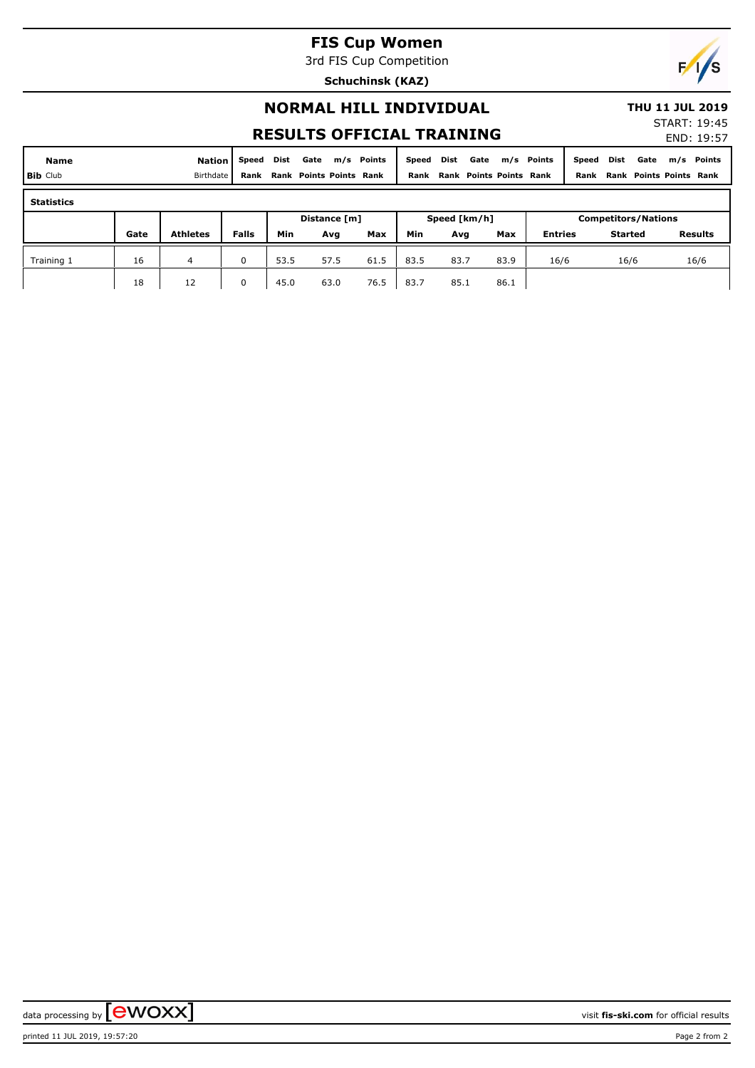# FIS Cup Women

3rd FIS Cup Competition

**Schuchinsk (KAZ)**

## NORMAL HILL INDIVIDUAL

**THU 11 JUL 2019**

START: 19:45

END: 19:57

## RESULTS OFFICIAL TRAINING

| Name<br>Bib Club | Nation<br>Birthdate | Speed<br>Rank | Dist<br>Rank | Gate<br>Points | m/s<br>Points | Points<br>Rank | Speed<br>Rank | Dist<br>Rank | Gate<br>Points | m/s<br>Points | Points<br>Rank | Speed<br>Rank | Dist<br>Rank | Gate<br>Points | m/s<br>Points | Points<br>Rank |
|---|---|---|---|---|---|---|---|---|---|---|---|---|---|---|---|---|

**Statistics**

| | Gate | Athletes | Falls | Distance [m] | | | Speed [km/h] | | | Competitors/Nations | | |
|---|---|---|---|---|---|---|---|---|---|---|---|---|
| | | | | Min | Avg | Max | Min | Avg | Max | Entries | Started | Results |
| Training 1 | 16 | 4 | 0 | 53.5 | 57.5 | 61.5 | 83.5 | 83.7 | 83.9 | 16/6 | 16/6 | 16/6 |
| | 18 | 12 | 0 | 45.0 | 63.0 | 76.5 | 83.7 | 85.1 | 86.1 | | | |

data processing by [ewoxx]

visit **fis-ski.com** for official results

printed 11 JUL 2019, 19:57:20